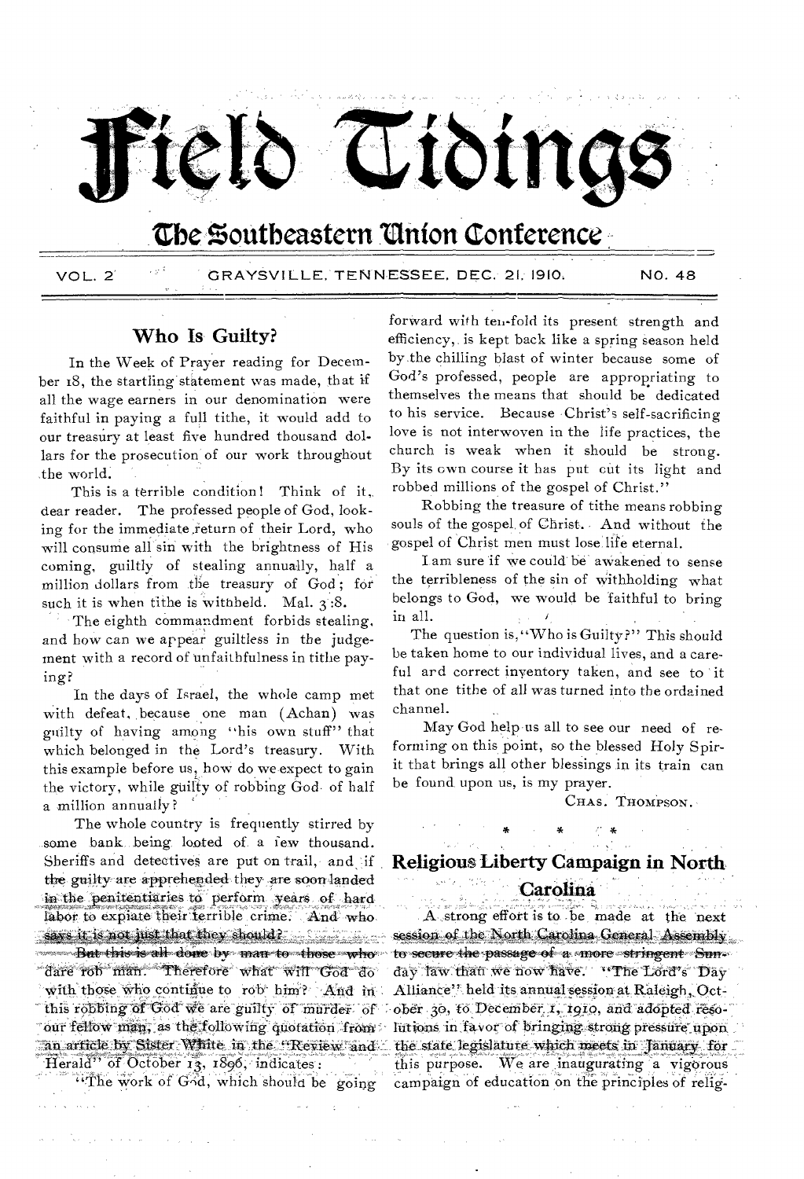# Field Tidings

## The Southeastern Union Conference

VOL. 2 GRAYSVILLE, TENNESSEE, DEC. 21, 1910. NO. 48

### Who Is Guilty?

In the Week of Prayer reading for December 18, the startling statement was made, that if all the wage earners in our denomination were faithful in paying a full tithe, it would add to our treasury at least five hundred thousand dollars for the prosecution of our work throughout the world.

This is a terrible condition! Think of it, dear reader. The professed people of God, looking for the immediate return of their Lord, who will consume all sin with the brightness of His coming, guiltly of stealing annually, half a million dollars from the treasury of God; for such it is when tithe is withheld. Mal. 3:8.

The eighth commandment forbids stealing, and how can we appear guiltless in the judgement with a record of unfaithfulness in tithe paying?

In the days of Israel, the whole camp met with defeat, because one man (Achan) was guilty of having among "his own stuff" that which belonged in the Lord's treasury. With this example before us, how do we expect to gain the victory, while guilty of robbing God of half a million annually?

The whole country is frequently stirred by some bank being looted of a few thousand. Sheriffs and detectives are put on trail, and if the guilty are apprehended they are soon landed in the penitentiaries to perform years of hard labor to expiate their terrible crime. And who says it is not just that they should?

But this is all done by man to those who dare rob man. Therefore what will God do with those who continue to rob him? And in this robbing of God we are guilty of murder of our fellow man, as the following quotation from an article by Sister White in the "Review and Herald" of October 13, 1896, indicates:

"The work of God, which should be going forward with ten-fold its present strength and efficiency, is kept back like a spring season held by the chilling blast of winter because some of God's professed, people are appropriating to themselves the means that should be dedicated to his service. Because Christ's self-sacrificing love is not interwoven in the life practices, the church is weak when it should be strong. By its own course it has put cut its light and robbed millions of the gospel of Christ."

Robbing the treasure of tithe means robbing souls of the gospel of Christ. And without the gospel of Christ men must lose life eternal.

I am sure if we could be awakened to sense the terribleness of the sin of withholding what belongs to God, we would be faithful to bring in all.

The question is, "Who is Guilty?" This should be taken home to our individual lives, and a careful and correct inventory taken, and see to it that one tithe of all was turned into the ordained channel.

May God help us all to see our need of reforming on this point, so the blessed Holy Spirit that brings all other blessings in its train can be found upon us, is my prayer.

CHAS. THOMPSON.

\* \* \*

### Religious Liberty Campaign in North Carolina

A strong effort is to be made at the next session of the North Carolina General Assembly to secure the passage of a more stringent Sunday law than we now have. "The Lord's Day Alliance" held its annual session at Raleigh, October 30, to December 1, 1910, and adopted resolutions in favor of bringing strong pressure upon the state legislature which meets in January for this purpose. We are inaugurating a vigorous campaign of education on the principles of relig-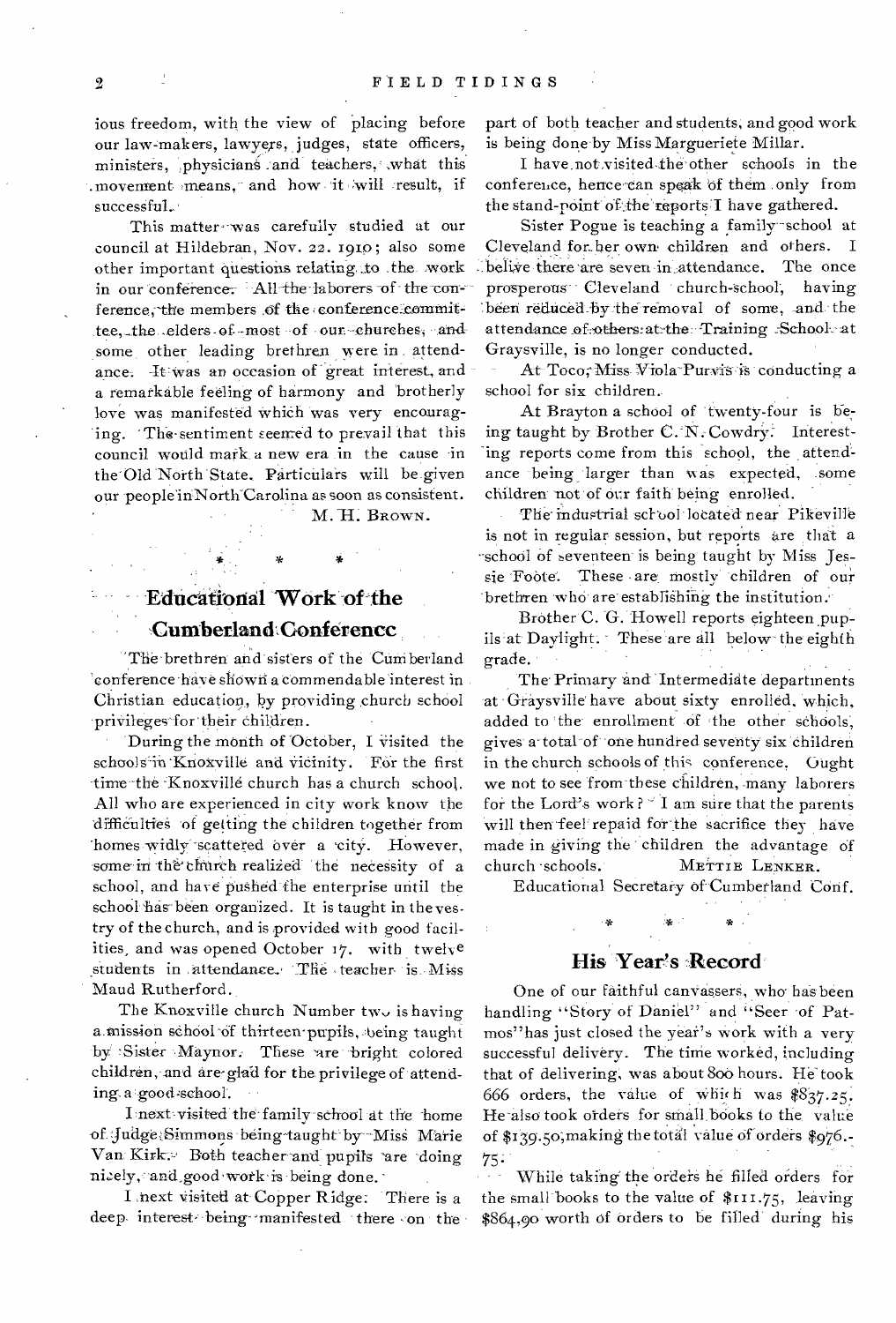ious freedom, with the view of placing before our law-makers, lawyers, judges, state officers, ministers, physicians and teachers, what this movement means, and how it will result, if successful.

This matter was carefully studied at our council at Hildebran, Nov. 22. 1910; also some other important questions relating to the work in our conference. All the laborers of the conference, the members of the conference committee, the elders of most of our churches, and some other leading brethren were in attendance. It was an occasion of great interest, and a remarkable feeling of harmony and brotherly love was manifested which was very encouraging. The sentiment seemed to prevail that this council would mark a new era in the cause in the Old North State. Particulars will be given our people in North Carolina as soon as consistent.

M. H. BROWN.

\* \* \*

## Educational Work of the Cumberland Conference

The brethren and sisters of the Cumberland conference have shown a commendable interest in Christian education, by providing church school privileges for their children.

During the month of October, I visited the schools in Knoxville and vicinity. For the first time the Knoxville church has a church school. All who are experienced in city work know the difficulties of getting the children together from homes widly scattered over a city. However, some in the church realized the necessity of a school, and have pushed the enterprise until the school has been organized. It is taught in the vestry of the church, and is provided with good facilities, and was opened October 17. with twelve students in attendance. The teacher is Miss Maud Rutherford.

The Knoxville church Number two is having a mission school of thirteen pupils, being taught by Sister Maynor. These are bright colored children, and are glad for the privilege of attending a good school.

I next visited the family school at the home of Judge Simmons being taught by Miss Marie Van Kirk. Both teacher and pupils are doing nicely, and good work is being done.

I next visited at Copper Ridge. There is a deep interest being manifested there on the part of both teacher and students, and good work is being done by Miss Margueriete Millar.

I have not visited the other schools in the conference, hence can speak of them only from the stand-point of the reports I have gathered.

Sister Pogue is teaching a family school at Cleveland for her own children and others. I belive there are seven in attendance. The once prosperous Cleveland church-school, having been reduced by the removal of some, and the attendance of others at the Training School at Graysville, is no longer conducted.

At Toco, Miss Viola Purvis is conducting a school for six children.

At Brayton a school of twenty-four is being taught by Brother C. N. Cowdry. Interesting reports come from this school, the attendance being larger than was expected, some children not of our faith being enrolled.

The industrial school located near Pikeville is not in regular session, but reports are that a school of seventeen is being taught by Miss Jessie Foote. These are mostly children of our brethren who are establishing the institution.

Brother C. G. Howell reports eighteen pupils at Daylight. These are all below the eighth grade.

The Primary and Intermediate departments at Graysville have about sixty enrolled, which, added to the enrollment of the other schools, gives a total of one hundred seventy six children in the church schools of this conference. Ought we not to see from these children, many laborers for the Lord's work? I am sure that the parents will then feel repaid for the sacrifice they have made in giving the children the advantage of church schools.

METTIE LENKER.

Educational Secretary of Cumberland Conf.

\* \* \*

## His Year's Record

One of our faithful canvassers, who has been handling "Story of Daniel" and "Seer of Patmos" has just closed the year's work with a very successful delivery. The time worked, including that of delivering, was about 800 hours. He took 666 orders, the value of which was $837.25. He also took orders for small books to the value of $139.50, making the total value of orders $976.75.

While taking the orders he filled orders for the small books to the value of $111.75, leaving $864.90 worth of orders to be filled during his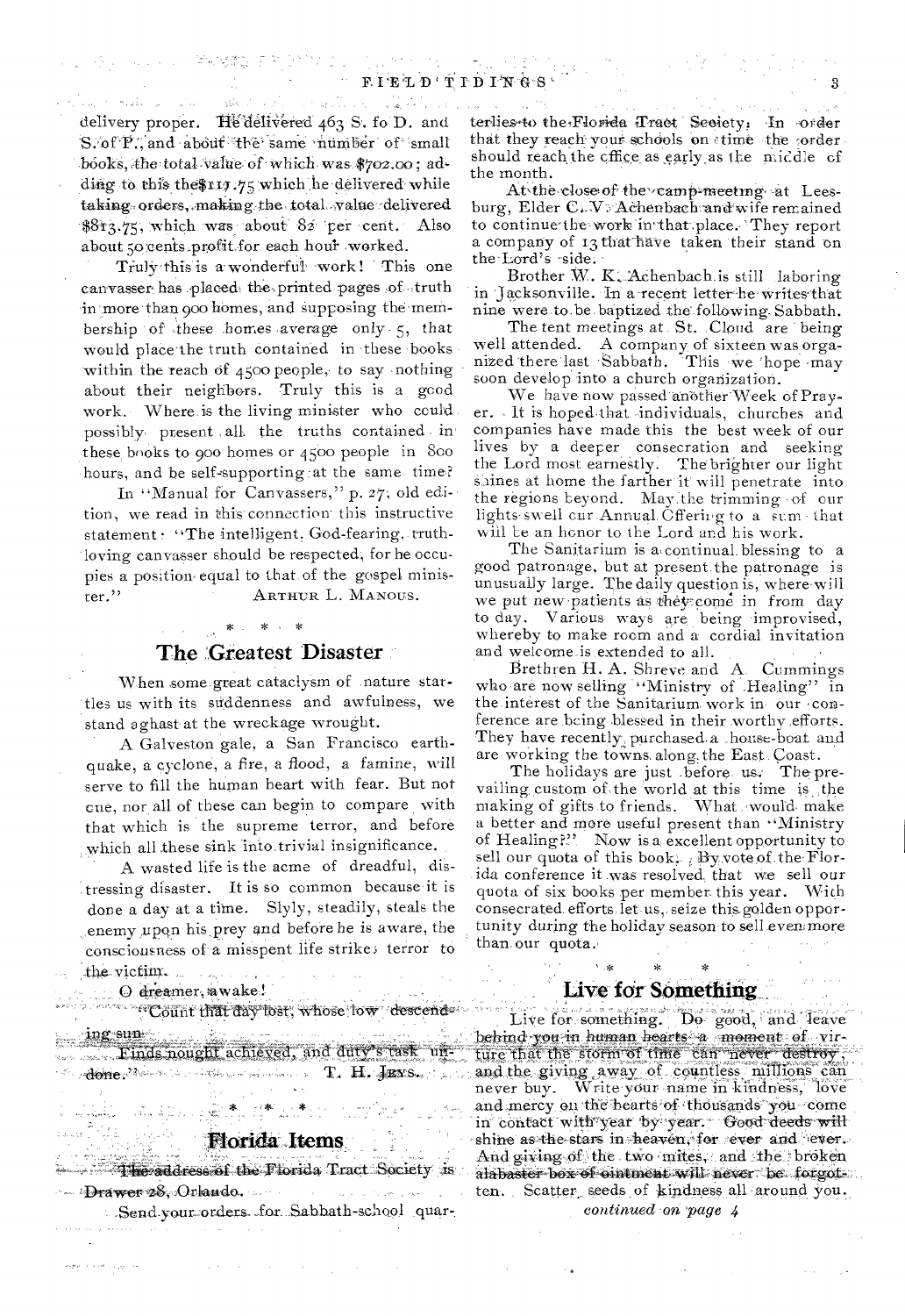delivery proper. He delivered 463 S. fo D. and S. of P., and about the same number of small books, the total value of which was $702.00; adding to this the $117.75 which he delivered while taking orders, making the total value delivered $813.75, which was about 82 per cent. Also about 50 cents profit for each hour worked.

Truly this is a wonderful work! This one canvasser has placed the printed pages of truth in more than 900 homes, and supposing the membership of these homes average only 5, that would place the truth contained in these books within the reach of 4500 people, to say nothing about their neighbors. Truly this is a good work. Where is the living minister who could possibly present all the truths contained in these books to 900 homes or 4500 people in 800 hours, and be self-supporting at the same time?

In "Manual for Canvassers," p. 27, old edition, we read in this connection this instructive statement: "The intelligent, God-fearing, truth-loving canvasser should be respected, for he occupies a position equal to that of the gospel minister."

ARTHUR L. MANOUS.

\* \* \*

## The Greatest Disaster

When some great cataclysm of nature startles us with its suddenness and awfulness, we stand aghast at the wreckage wrought.

A Galveston gale, a San Francisco earthquake, a cyclone, a fire, a flood, a famine, will serve to fill the human heart with fear. But not one, nor all of these can begin to compare with that which is the supreme terror, and before which all these sink into trivial insignificance.

A wasted life is the acme of dreadful, distressing disaster. It is so common because it is done a day at a time. Slyly, steadily, steals the enemy upon his prey and before he is aware, the consciousness of a misspent life strikes terror to the victim.

O dreamer, awake!

"Count that day lost, whose low descending sun
Finds nought achieved, and duty's task undone."

T. H. JEYS.

\* \* \*

## Florida Items

The address of the Florida Tract Society is Drawer 28, Orlando.

Send your orders for Sabbath-school quarterlies to the Florida Tract Society. In order that they reach your schools on time the order should reach the office as early as the middle of the month.

At the close of the camp-meeting at Leesburg, Elder C. V. Achenbach and wife remained to continue the work in that place. They report a company of 13 that have taken their stand on the Lord's side.

Brother W. K. Achenbach is still laboring in Jacksonville. In a recent letter he writes that nine were to be baptized the following Sabbath.

The tent meetings at St. Cloud are being well attended. A company of sixteen was organized there last Sabbath. This we hope may soon develop into a church organization.

We have now passed another Week of Prayer. It is hoped that individuals, churches and companies have made this the best week of our lives by a deeper consecration and seeking the Lord most earnestly. The brighter our light shines at home the farther it will penetrate into the regions beyond. May the trimming of our lights swell our Annual Offering to a sum that will be an honor to the Lord and his work.

The Sanitarium is a continual blessing to a good patronage, but at present the patronage is unusually large. The daily question is, where will we put new patients as they come in from day to day. Various ways are being improvised, whereby to make room and a cordial invitation and welcome is extended to all.

Brethren H. A. Shreve and A. Cummings who are now selling "Ministry of Healing" in the interest of the Sanitarium work in our conference are being blessed in their worthy efforts. They have recently purchased a house-boat and are working the towns along the East Coast.

The holidays are just before us. The prevailing custom of the world at this time is the making of gifts to friends. What would make a better and more useful present than "Ministry of Healing?" Now is a excellent opportunity to sell our quota of this book. By vote of the Florida conference it was resolved that we sell our quota of six books per member this year. With consecrated efforts let us, seize this golden opportunity during the holiday season to sell even more than our quota.

\* \* \*

## Live for Something

Live for something. Do good, and leave behind you in human hearts a moment of virture that the storm of time can never destroy, and the giving away of countless millions can never buy. Write your name in kindness, love and mercy on the hearts of thousands you come in contact with year by year. Good deeds will shine as the stars in heaven, for ever and ever. And giving of the two mites, and the broken alabaster box of ointment will never be forgotten. Scatter seeds of kindness all around you.

*continued on page 4*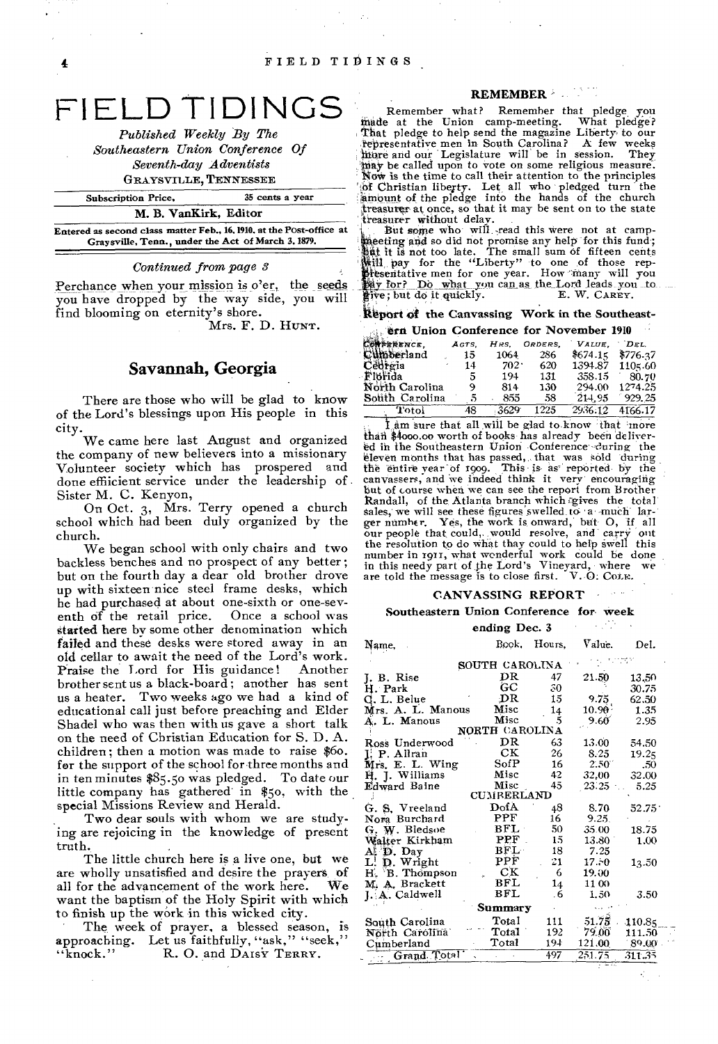# FIELD TIDINGS

*Published Weekly By The Southeastern Union Conference Of Seventh-day Adventists*

GRAYSVILLE, TENNESSEE

Subscription Price, 35 cents a year

**M. B. VanKirk, Editor**

Entered as second class matter Feb., 16, 1910. at the Post-office at Graysville, Tenn., under the Act of March 3, 1879.

*Continued from page 3*

Perchance when your mission is o'er, the seeds you have dropped by the way side, you will find blooming on eternity's shore.

MRS. F. D. HUNT.

## Savannah, Georgia

There are those who will be glad to know of the Lord's blessings upon His people in this city.

We came here last August and organized the company of new believers into a missionary Volunteer society which has prospered and done effiicient service under the leadership of Sister M. C. Kenyon,

On Oct. 3, Mrs. Terry opened a church school which had been duly organized by the church.

We began school with only chairs and two backless benches and no prospect of any better; but on the fourth day a dear old brother drove up with sixteen nice steel frame desks, which he had purchased at about one-sixth or one-seventh of the retail price. Once a school was started here by some other denomination which failed and these desks were stored away in an old cellar to await the need of the Lord's work. Praise the Lord for His guidance! Another brother sent us a black-board; another has sent us a heater. Two weeks ago we had a kind of educational call just before preaching and Elder Shadel who was then with us gave a short talk on the need of Christian Education for S. D. A. children; then a motion was made to raise $60. for the support of the school for three months and in ten minutes $85.50 was pledged. To date our little company has gathered in $50, with the special Missions Review and Herald.

Two dear souls with whom we are studying are rejoicing in the knowledge of present truth.

The little church here is a live one, but we are wholly unsatisfied and desire the prayers of all for the advancement of the work here. We want the baptism of the Holy Spirit with which to finish up the work in this wicked city.

The week of prayer, a blessed season, is approaching. Let us faithfully, "ask," "seek," "knock."

R. O. and DAISY TERRY.

### REMEMBER

Remember what? Remember that pledge you made at the Union camp-meeting. What pledge? That pledge to help send the magazine Liberty to our representative men in South Carolina? A few weeks more and our Legislature will be in session. They may be called upon to vote on some religious measure. Now is the time to call their attention to the principles of Christian liberty. Let all who pledged turn the amount of the pledge into the hands of the church treasurer at once, so that it may be sent on to the state treasurer without delay.

But some who will read this were not at camp-meeting and so did not promise any help for this fund; but it is not too late. The small sum of fifteen cents will pay for the "Liberty" to one of those representative men for one year. How many will you pay for? Do what you can as the Lord leads you to give; but do it quickly.

E. W. CAREY.

### Report of the Canvassing Work in the Southeastern Union Conference for November 1910

| CONFERENCE, | AGTS, | HRS, | ORDERS, | VALUE, | DEL. |
|---|---|---|---|---|---|
| Cumberland | 15 | 1064 | 286 | $674.15 | $776.37 |
| Georgia | 14 | 702 | 620 | 1394.87 | 1105.60 |
| Florida | 5 | 194 | 131 | 358.15 | 80.70 |
| North Carolina | 9 | 814 | 130 | 294.00 | 1274.25 |
| South Carolina | 5 | 855 | 58 | 214.95 | 929.25 |
| Totol | 48 | 3629 | 1225 | 2936.12 | 4166.17 |

I am sure that all will be glad to know that more than $4000.00 worth of books has already been delivered in the Southeastern Union Conference during the eleven months that has passed, that was sold during the entire year of 1909. This is as reported by the canvassers, and we indeed think it very encouraging but of course when we can see the report from Brother Randall, of the Atlanta branch which gives the total sales, we will see these figures swelled to a much larger number. Yes, the work is onward, but O, if all our people that could, would resolve, and carry out the resolution to do what thay could to help swell this number in 1911, what wonderful work could be done in this needy part of the Lord's Vineyard, where we are told the message is to close first.

V. O. COLE.

### CANVASSING REPORT

**Southeastern Union Conference for week ending Dec. 3**

| Name, | Book, | Hours, | Value. | Del. |
|---|---|---|---|---|
| | | SOUTH CAROLINA | | |
| J. B. Rise | DR | 47 | 21.50 | 13.50 |
| H. Park | GC | 30 | | 30.75 |
| C. L. Belue | DR | 15 | 9.75 | 62.50 |
| Mrs. A. L. Manous | Misc | 14 | 10.90 | 1.35 |
| A. L. Manous | Misc | 5 | 9.60 | 2.95 |
| | | NORTH CAROLINA | | |
| Ross Underwood | DR | 63 | 13.00 | 54.50 |
| J. P. Allran | CK | 26 | 8.25 | 19.25 |
| Mrs. E. L. Wing | SofP | 16 | 2.50 | .50 |
| H. J. Williams | Misc | 42 | 32,00 | 32.00 |
| Edward Baine | Misc | 45 | 23.25 | 5.25 |
| | | CUMBERLAND | | |
| G. S. Vreeland | DofA | 48 | 8.70 | 52.75 |
| Nora Burchard | PPF | 16 | 9.25 | |
| G. W. Bledsoe | BFL | 50 | 35.00 | 18.75 |
| Walter Kirkham | PPF | 15 | 13.80 | 1.00 |
| A. D. Day | BFL | 18 | 7.25 | |
| L. D. Wright | PPF | 21 | 17.50 | 13.50 |
| H. B. Thompson | CK | 6 | 19.00 | |
| M. A. Brackett | BFL | 14 | 11 00 | |
| J. A. Caldwell | BFL | 6 | 1.50 | 3.50 |
| | | Summary | | |
| South Carolina | Total | 111 | 51.75 | 110.85 |
| North Carolina | Total | 192 | 79.00 | 111.50 |
| Cumberland | Total | 194 | 121.00 | 89.00 |
| Grand Total | | 497 | 251.75 | 311.35 |